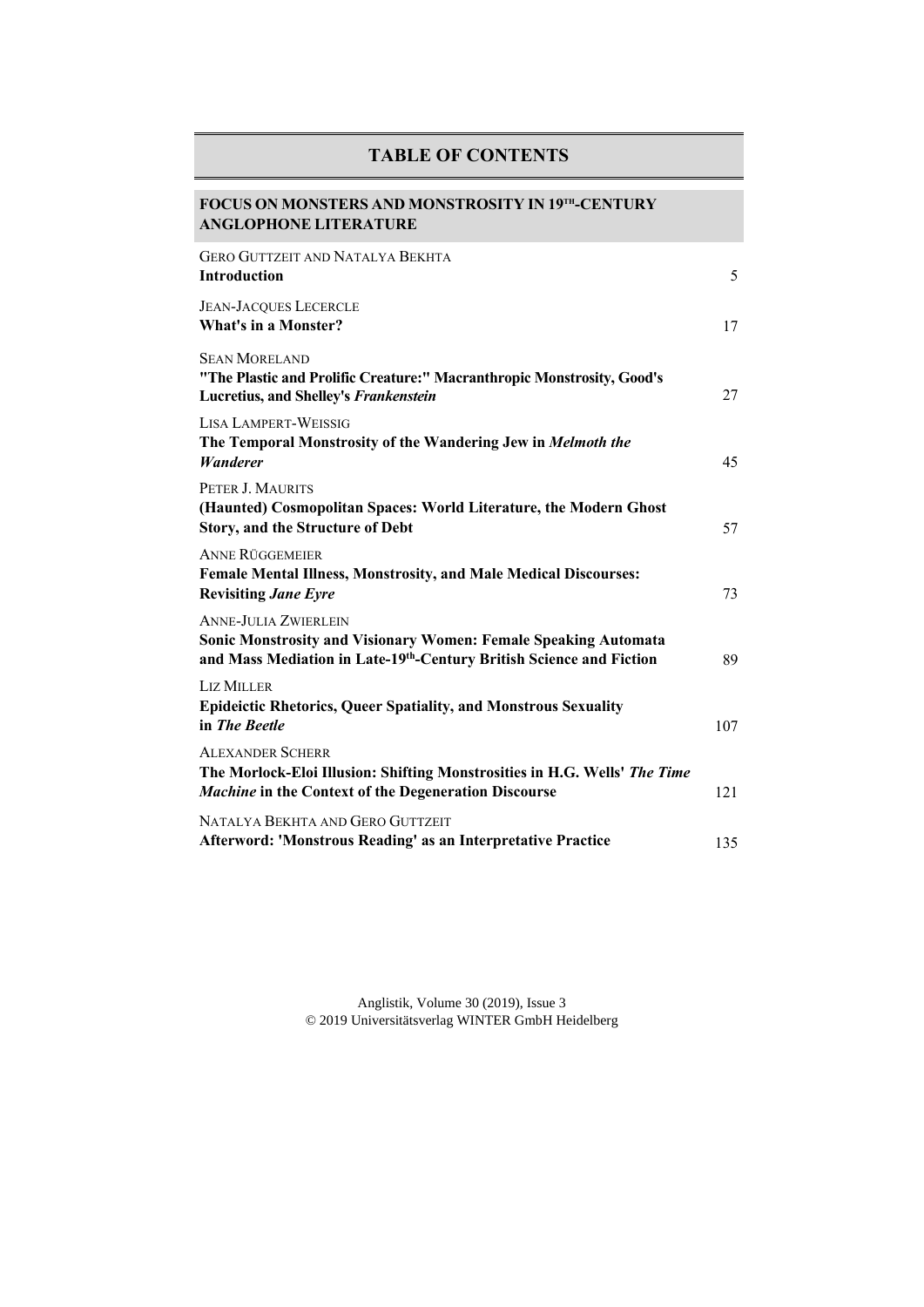# TABLE OF CONTENTS

## FOCUS ON MONSTERS AND MONSTROSITY IN 19TH-CENTURY ANGLOPHONE LITERATURE

GERO GUTTZEIT AND NATALYA BEKHTA
**Introduction** 5

JEAN-JACQUES LECERCLE
**What's in a Monster?** 17

SEAN MORELAND
**"The Plastic and Prolific Creature:" Macranthropic Monstrosity, Good's Lucretius, and Shelley's *Frankenstein*** 27

LISA LAMPERT-WEISSIG
**The Temporal Monstrosity of the Wandering Jew in *Melmoth the Wanderer*** 45

PETER J. MAURITS
**(Haunted) Cosmopolitan Spaces: World Literature, the Modern Ghost Story, and the Structure of Debt** 57

ANNE RÜGGEMEIER
**Female Mental Illness, Monstrosity, and Male Medical Discourses: Revisiting *Jane Eyre*** 73

ANNE-JULIA ZWIERLEIN
**Sonic Monstrosity and Visionary Women: Female Speaking Automata and Mass Mediation in Late-19th-Century British Science and Fiction** 89

LIZ MILLER
**Epideictic Rhetorics, Queer Spatiality, and Monstrous Sexuality in *The Beetle*** 107

ALEXANDER SCHERR
**The Morlock-Eloi Illusion: Shifting Monstrosities in H.G. Wells' *The Time Machine* in the Context of the Degeneration Discourse** 121

NATALYA BEKHTA AND GERO GUTTZEIT
**Afterword: 'Monstrous Reading' as an Interpretative Practice** 135

Anglistik, Volume 30 (2019), Issue 3
© 2019 Universitätsverlag WINTER GmbH Heidelberg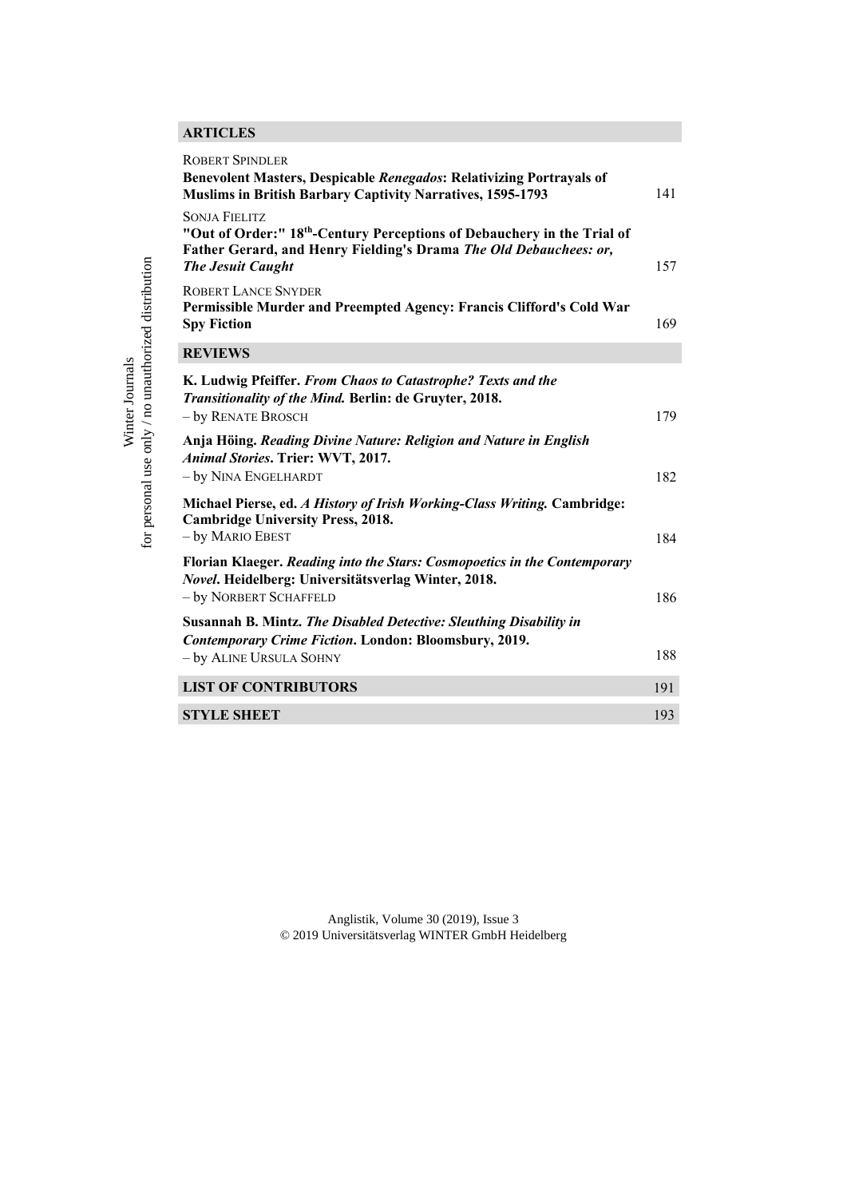## ARTICLES

ROBERT SPINDLER
**Benevolent Masters, Despicable *Renegados*: Relativizing Portrayals of Muslims in British Barbary Captivity Narratives, 1595-1793** 141

SONJA FIELITZ
**"Out of Order:" 18th-Century Perceptions of Debauchery in the Trial of Father Gerard, and Henry Fielding's Drama *The Old Debauchees: or, The Jesuit Caught*** 157

ROBERT LANCE SNYDER
**Permissible Murder and Preempted Agency: Francis Clifford's Cold War Spy Fiction** 169

## REVIEWS

**K. Ludwig Pfeiffer. *From Chaos to Catastrophe? Texts and the Transitionality of the Mind.* Berlin: de Gruyter, 2018.**
– by RENATE BROSCH 179

**Anja Höing. *Reading Divine Nature: Religion and Nature in English Animal Stories*. Trier: WVT, 2017.**
– by NINA ENGELHARDT 182

**Michael Pierse, ed. *A History of Irish Working-Class Writing.* Cambridge: Cambridge University Press, 2018.**
– by MARIO EBEST 184

**Florian Klaeger. *Reading into the Stars: Cosmopoetics in the Contemporary Novel*. Heidelberg: Universitätsverlag Winter, 2018.**
– by NORBERT SCHAFFELD 186

**Susannah B. Mintz. *The Disabled Detective: Sleuthing Disability in Contemporary Crime Fiction*. London: Bloomsbury, 2019.**
– by ALINE URSULA SOHNY 188

## LIST OF CONTRIBUTORS 191

## STYLE SHEET 193

Anglistik, Volume 30 (2019), Issue 3
© 2019 Universitätsverlag WINTER GmbH Heidelberg